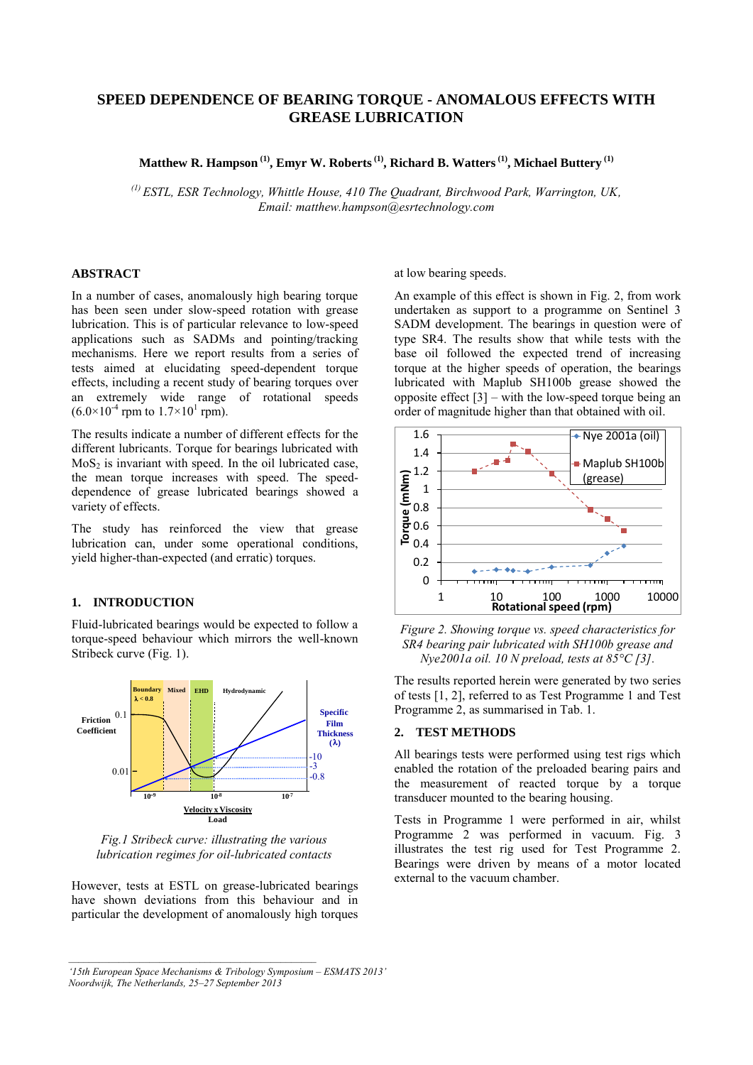# SPEED DEPENDENCE OF BEARING TORQUE - ANOMALOUS EFFECTS WITH GREASE LUBRICATION

**Matthew R. Hampson [1], Emyr W. Roberts [1], Richard B. Watters [1], Michael Buttery [1]**

*[1] ESTL, ESR Technology, Whittle House, 410 The Quadrant, Birchwood Park, Warrington, UK, Email: matthew.hampson@esrtechnology.com*

## ABSTRACT

In a number of cases, anomalously high bearing torque has been seen under slow-speed rotation with grease lubrication. This is of particular relevance to low-speed applications such as SADMs and pointing/tracking mechanisms. Here we report results from a series of tests aimed at elucidating speed-dependent torque effects, including a recent study of bearing torques over an extremely wide range of rotational speeds ($6.0 \times 10^{-4}$ rpm to $1.7 \times 10^{1}$ rpm).

The results indicate a number of different effects for the different lubricants. Torque for bearings lubricated with $MoS_2$ is invariant with speed. In the oil lubricated case, the mean torque increases with speed. The speed-dependence of grease lubricated bearings showed a variety of effects.

The study has reinforced the view that grease lubrication can, under some operational conditions, yield higher-than-expected (and erratic) torques.

## 1. INTRODUCTION

Fluid-lubricated bearings would be expected to follow a torque-speed behaviour which mirrors the well-known Stribeck curve (Fig. 1).

*Fig.1 Stribeck curve: illustrating the various lubrication regimes for oil-lubricated contacts*

However, tests at ESTL on grease-lubricated bearings have shown deviations from this behaviour and in particular the development of anomalously high torques at low bearing speeds.

An example of this effect is shown in Fig. 2, from work undertaken as support to a programme on Sentinel 3 SADM development. The bearings in question were of type SR4. The results show that while tests with the base oil followed the expected trend of increasing torque at the higher speeds of operation, the bearings lubricated with Maplub SH100b grease showed the opposite effect [3] – with the low-speed torque being an order of magnitude higher than that obtained with oil.

*Figure 2. Showing torque vs. speed characteristics for SR4 bearing pair lubricated with SH100b grease and Nye2001a oil. 10 N preload, tests at 85°C [3].*

The results reported herein were generated by two series of tests [1, 2], referred to as Test Programme 1 and Test Programme 2, as summarised in Tab. 1.

## 2. TEST METHODS

All bearings tests were performed using test rigs which enabled the rotation of the preloaded bearing pairs and the measurement of reacted torque by a torque transducer mounted to the bearing housing.

Tests in Programme 1 were performed in air, whilst Programme 2 was performed in vacuum. Fig. 3 illustrates the test rig used for Test Programme 2. Bearings were driven by means of a motor located external to the vacuum chamber.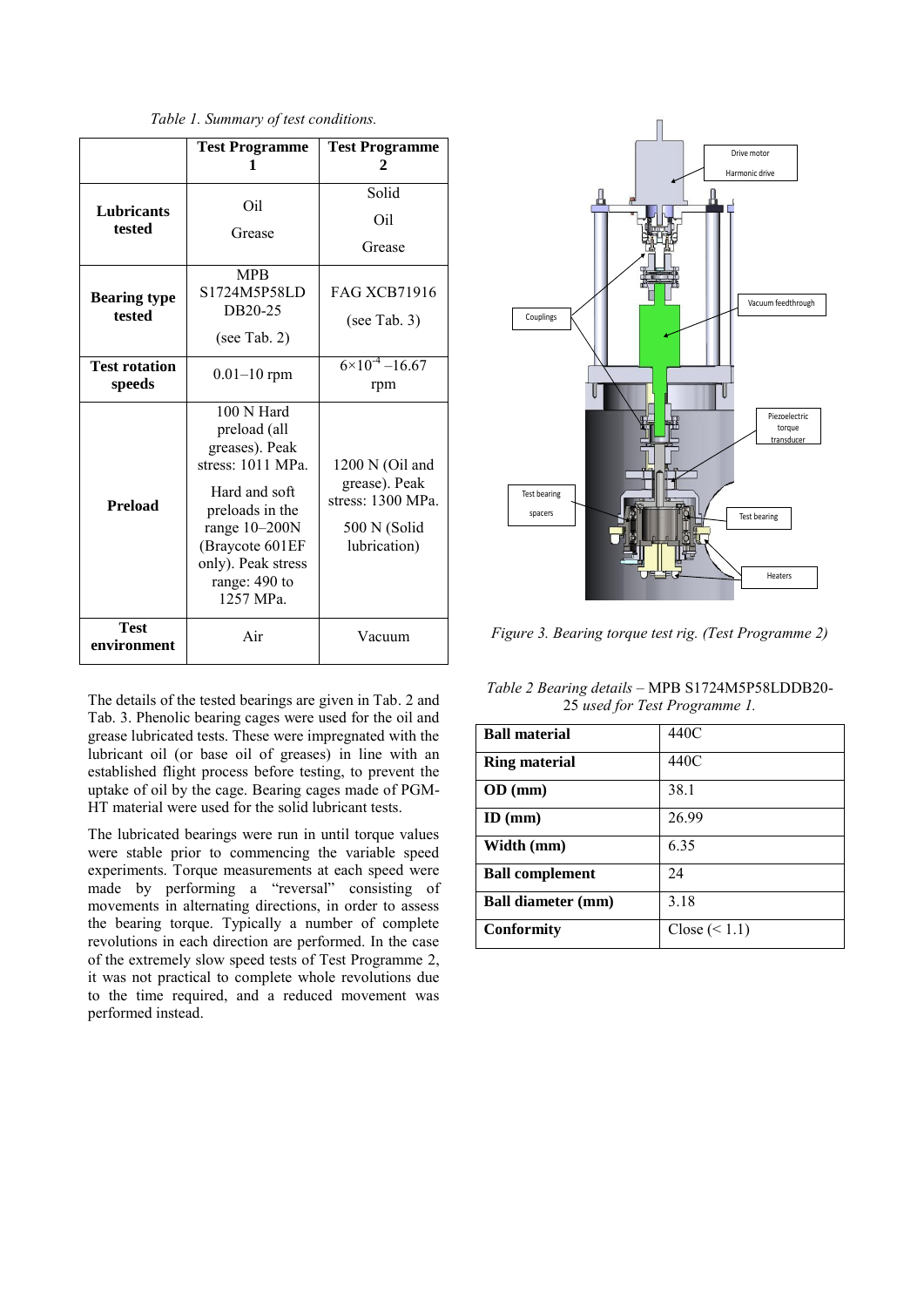*Table 1. Summary of test conditions.*

| | Test Programme 1 | Test Programme 2 |
|---|---|---|
| **Lubricants tested** | Oil<br>Grease | Solid<br>Oil<br>Grease |
| **Bearing type tested** | MPB S1724M5P58LD DB20-25<br>(see Tab. 2) | FAG XCB71916<br>(see Tab. 3) |
| **Test rotation speeds** | 0.01–10 rpm | $6{\times}10^{-4}$ –16.67 rpm |
| **Preload** | 100 N Hard preload (all greases). Peak stress: 1011 MPa.<br>Hard and soft preloads in the range 10–200N (Braycote 601EF only). Peak stress range: 490 to 1257 MPa. | 1200 N (Oil and grease). Peak stress: 1300 MPa.<br>500 N (Solid lubrication) |
| **Test environment** | Air | Vacuum |

The details of the tested bearings are given in Tab. 2 and Tab. 3. Phenolic bearing cages were used for the oil and grease lubricated tests. These were impregnated with the lubricant oil (or base oil of greases) in line with an established flight process before testing, to prevent the uptake of oil by the cage. Bearing cages made of PGM-HT material were used for the solid lubricant tests.

The lubricated bearings were run in until torque values were stable prior to commencing the variable speed experiments. Torque measurements at each speed were made by performing a "reversal" consisting of movements in alternating directions, in order to assess the bearing torque. Typically a number of complete revolutions in each direction are performed. In the case of the extremely slow speed tests of Test Programme 2, it was not practical to complete whole revolutions due to the time required, and a reduced movement was performed instead.

*Figure 3. Bearing torque test rig. (Test Programme 2)*

*Table 2 Bearing details –* MPB S1724M5P58LDDB20-25 *used for Test Programme 1.*

| | |
|---|---|
| **Ball material** | 440C |
| **Ring material** | 440C |
| **OD (mm)** | 38.1 |
| **ID (mm)** | 26.99 |
| **Width (mm)** | 6.35 |
| **Ball complement** | 24 |
| **Ball diameter (mm)** | 3.18 |
| **Conformity** | Close (< 1.1) |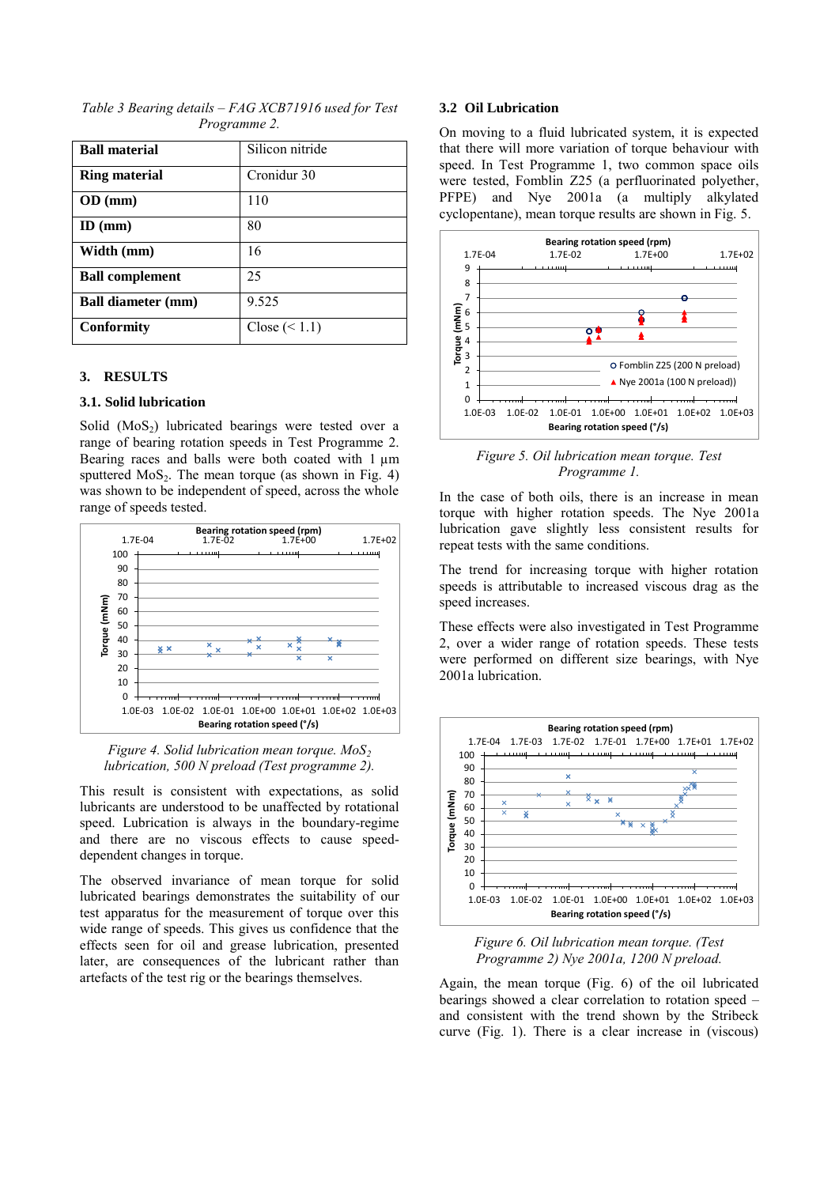*Table 3 Bearing details – FAG XCB71916 used for Test Programme 2.*

| **Ball material** | Silicon nitride |
|---|---|
| **Ring material** | Cronidur 30 |
| **OD (mm)** | 110 |
| **ID (mm)** | 80 |
| **Width (mm)** | 16 |
| **Ball complement** | 25 |
| **Ball diameter (mm)** | 9.525 |
| **Conformity** | Close (< 1.1) |

## 3. RESULTS

### 3.1. Solid lubrication

Solid ($MoS_2$) lubricated bearings were tested over a range of bearing rotation speeds in Test Programme 2. Bearing races and balls were both coated with 1 µm sputtered $MoS_2$. The mean torque (as shown in Fig. 4) was shown to be independent of speed, across the whole range of speeds tested.

*Figure 4. Solid lubrication mean torque. $MoS_2$ lubrication, 500 N preload (Test programme 2).*

This result is consistent with expectations, as solid lubricants are understood to be unaffected by rotational speed. Lubrication is always in the boundary-regime and there are no viscous effects to cause speed-dependent changes in torque.

The observed invariance of mean torque for solid lubricated bearings demonstrates the suitability of our test apparatus for the measurement of torque over this wide range of speeds. This gives us confidence that the effects seen for oil and grease lubrication, presented later, are consequences of the lubricant rather than artefacts of the test rig or the bearings themselves.

### 3.2 Oil Lubrication

On moving to a fluid lubricated system, it is expected that there will more variation of torque behaviour with speed. In Test Programme 1, two common space oils were tested, Fomblin Z25 (a perfluorinated polyether, PFPE) and Nye 2001a (a multiply alkylated cyclopentane), mean torque results are shown in Fig. 5.

*Figure 5. Oil lubrication mean torque. Test Programme 1.*

In the case of both oils, there is an increase in mean torque with higher rotation speeds. The Nye 2001a lubrication gave slightly less consistent results for repeat tests with the same conditions.

The trend for increasing torque with higher rotation speeds is attributable to increased viscous drag as the speed increases.

These effects were also investigated in Test Programme 2, over a wider range of rotation speeds. These tests were performed on different size bearings, with Nye 2001a lubrication.

*Figure 6. Oil lubrication mean torque. (Test Programme 2) Nye 2001a, 1200 N preload.*

Again, the mean torque (Fig. 6) of the oil lubricated bearings showed a clear correlation to rotation speed – and consistent with the trend shown by the Stribeck curve (Fig. 1). There is a clear increase in (viscous)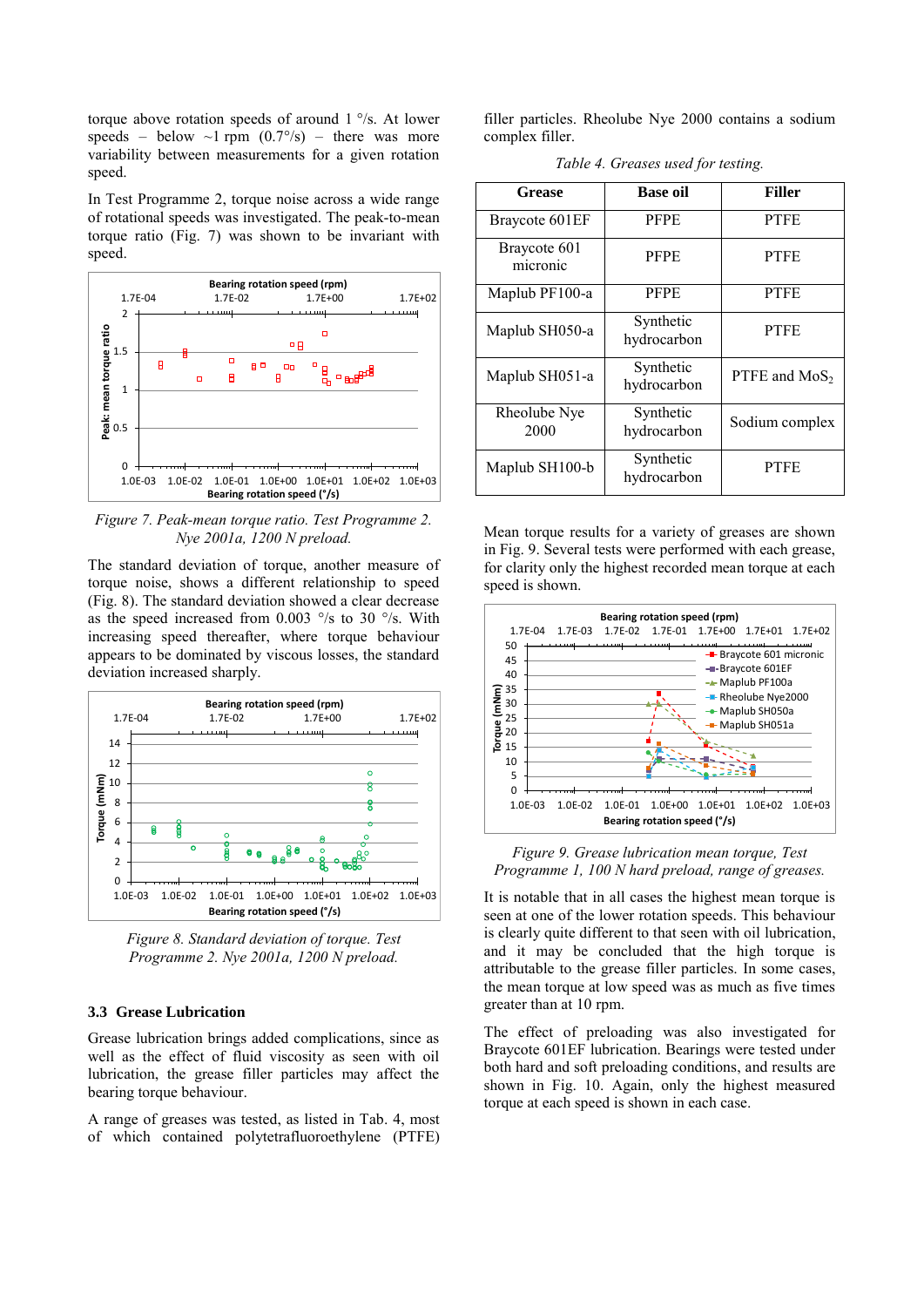torque above rotation speeds of around 1 °/s. At lower speeds – below ~1 rpm (0.7°/s) – there was more variability between measurements for a given rotation speed.

In Test Programme 2, torque noise across a wide range of rotational speeds was investigated. The peak-to-mean torque ratio (Fig. 7) was shown to be invariant with speed.

*Figure 7. Peak-mean torque ratio. Test Programme 2. Nye 2001a, 1200 N preload.*

The standard deviation of torque, another measure of torque noise, shows a different relationship to speed (Fig. 8). The standard deviation showed a clear decrease as the speed increased from 0.003 °/s to 30 °/s. With increasing speed thereafter, where torque behaviour appears to be dominated by viscous losses, the standard deviation increased sharply.

*Figure 8. Standard deviation of torque. Test Programme 2. Nye 2001a, 1200 N preload.*

### 3.3 Grease Lubrication

Grease lubrication brings added complications, since as well as the effect of fluid viscosity as seen with oil lubrication, the grease filler particles may affect the bearing torque behaviour.

A range of greases was tested, as listed in Tab. 4, most of which contained polytetrafluoroethylene (PTFE) filler particles. Rheolube Nye 2000 contains a sodium complex filler.

*Table 4. Greases used for testing.*

| Grease | Base oil | Filler |
|---|---|---|
| Braycote 601EF | PFPE | PTFE |
| Braycote 601 micronic | PFPE | PTFE |
| Maplub PF100-a | PFPE | PTFE |
| Maplub SH050-a | Synthetic hydrocarbon | PTFE |
| Maplub SH051-a | Synthetic hydrocarbon | PTFE and $MoS_2$ |
| Rheolube Nye 2000 | Synthetic hydrocarbon | Sodium complex |
| Maplub SH100-b | Synthetic hydrocarbon | PTFE |

Mean torque results for a variety of greases are shown in Fig. 9. Several tests were performed with each grease, for clarity only the highest recorded mean torque at each speed is shown.

*Figure 9. Grease lubrication mean torque, Test Programme 1, 100 N hard preload, range of greases.*

It is notable that in all cases the highest mean torque is seen at one of the lower rotation speeds. This behaviour is clearly quite different to that seen with oil lubrication, and it may be concluded that the high torque is attributable to the grease filler particles. In some cases, the mean torque at low speed was as much as five times greater than at 10 rpm.

The effect of preloading was also investigated for Braycote 601EF lubrication. Bearings were tested under both hard and soft preloading conditions, and results are shown in Fig. 10. Again, only the highest measured torque at each speed is shown in each case.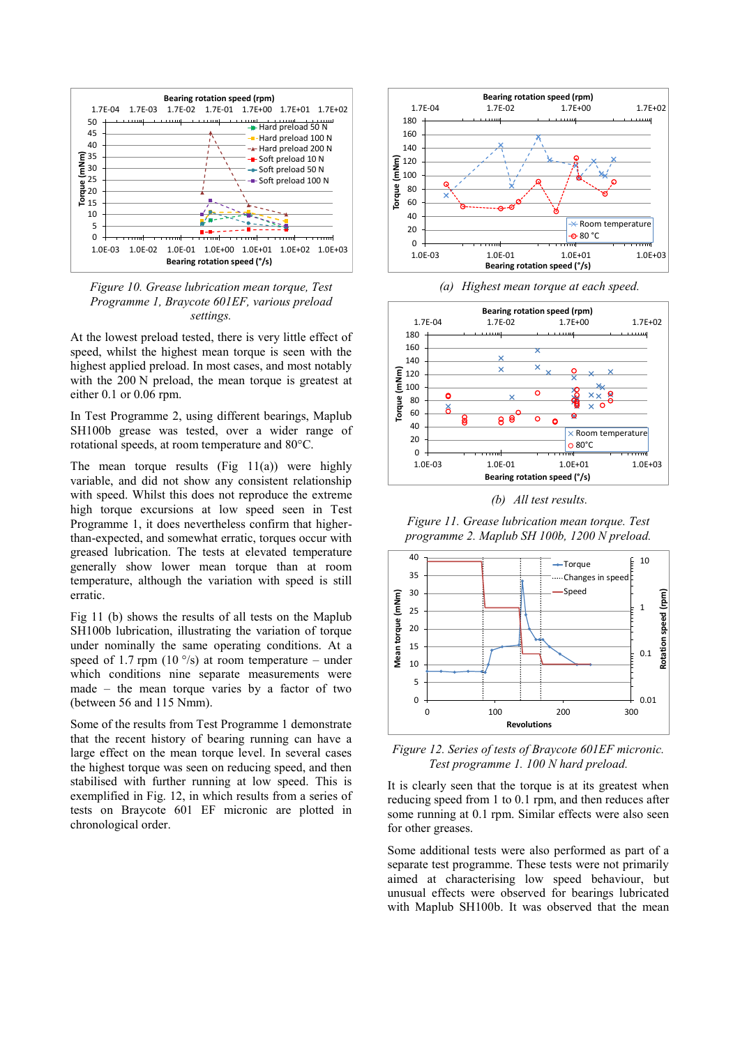*Figure 10. Grease lubrication mean torque, Test Programme 1, Braycote 601EF, various preload settings.*

At the lowest preload tested, there is very little effect of speed, whilst the highest mean torque is seen with the highest applied preload. In most cases, and most notably with the 200 N preload, the mean torque is greatest at either 0.1 or 0.06 rpm.

In Test Programme 2, using different bearings, Maplub SH100b grease was tested, over a wider range of rotational speeds, at room temperature and 80°C.

The mean torque results (Fig 11(a)) were highly variable, and did not show any consistent relationship with speed. Whilst this does not reproduce the extreme high torque excursions at low speed seen in Test Programme 1, it does nevertheless confirm that higher-than-expected, and somewhat erratic, torques occur with greased lubrication. The tests at elevated temperature generally show lower mean torque than at room temperature, although the variation with speed is still erratic.

Fig 11 (b) shows the results of all tests on the Maplub SH100b lubrication, illustrating the variation of torque under nominally the same operating conditions. At a speed of 1.7 rpm (10 °/s) at room temperature – under which conditions nine separate measurements were made – the mean torque varies by a factor of two (between 56 and 115 Nmm).

Some of the results from Test Programme 1 demonstrate that the recent history of bearing running can have a large effect on the mean torque level. In several cases the highest torque was seen on reducing speed, and then stabilised with further running at low speed. This is exemplified in Fig. 12, in which results from a series of tests on Braycote 601 EF micronic are plotted in chronological order.

*(a) Highest mean torque at each speed.*

*(b) All test results.*

*Figure 11. Grease lubrication mean torque. Test programme 2. Maplub SH 100b, 1200 N preload.*

*Figure 12. Series of tests of Braycote 601EF micronic. Test programme 1. 100 N hard preload.*

It is clearly seen that the torque is at its greatest when reducing speed from 1 to 0.1 rpm, and then reduces after some running at 0.1 rpm. Similar effects were also seen for other greases.

Some additional tests were also performed as part of a separate test programme. These tests were not primarily aimed at characterising low speed behaviour, but unusual effects were observed for bearings lubricated with Maplub SH100b. It was observed that the mean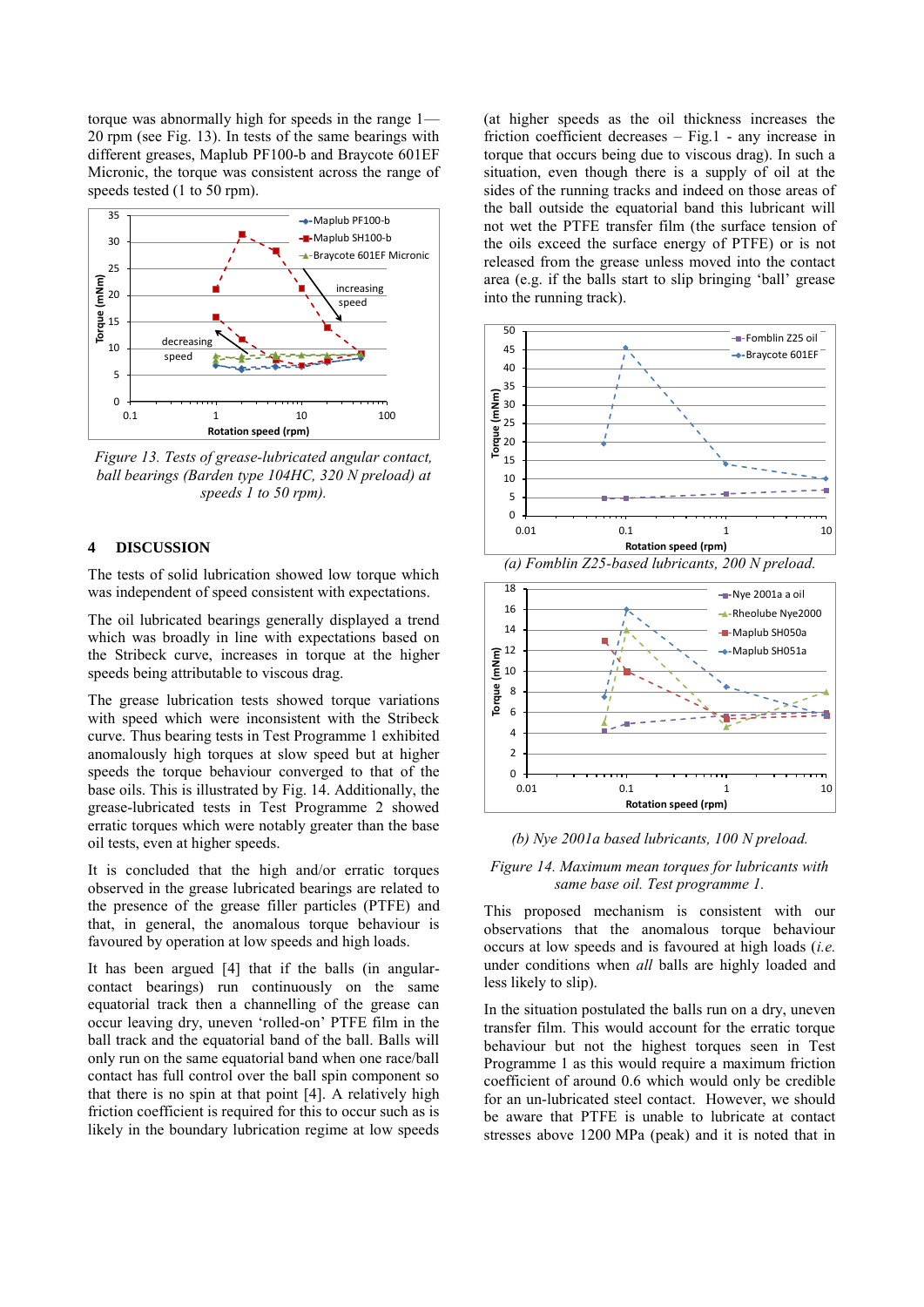torque was abnormally high for speeds in the range 1—20 rpm (see Fig. 13). In tests of the same bearings with different greases, Maplub PF100-b and Braycote 601EF Micronic, the torque was consistent across the range of speeds tested (1 to 50 rpm).

*Figure 13. Tests of grease-lubricated angular contact, ball bearings (Barden type 104HC, 320 N preload) at speeds 1 to 50 rpm).*

## 4 DISCUSSION

The tests of solid lubrication showed low torque which was independent of speed consistent with expectations.

The oil lubricated bearings generally displayed a trend which was broadly in line with expectations based on the Stribeck curve, increases in torque at the higher speeds being attributable to viscous drag.

The grease lubrication tests showed torque variations with speed which were inconsistent with the Stribeck curve. Thus bearing tests in Test Programme 1 exhibited anomalously high torques at slow speed but at higher speeds the torque behaviour converged to that of the base oils. This is illustrated by Fig. 14. Additionally, the grease-lubricated tests in Test Programme 2 showed erratic torques which were notably greater than the base oil tests, even at higher speeds.

It is concluded that the high and/or erratic torques observed in the grease lubricated bearings are related to the presence of the grease filler particles (PTFE) and that, in general, the anomalous torque behaviour is favoured by operation at low speeds and high loads.

It has been argued [4] that if the balls (in angular-contact bearings) run continuously on the same equatorial track then a channelling of the grease can occur leaving dry, uneven 'rolled-on' PTFE film in the ball track and the equatorial band of the ball. Balls will only run on the same equatorial band when one race/ball contact has full control over the ball spin component so that there is no spin at that point [4]. A relatively high friction coefficient is required for this to occur such as is likely in the boundary lubrication regime at low speeds (at higher speeds as the oil thickness increases the friction coefficient decreases – Fig.1 - any increase in torque that occurs being due to viscous drag). In such a situation, even though there is a supply of oil at the sides of the running tracks and indeed on those areas of the ball outside the equatorial band this lubricant will not wet the PTFE transfer film (the surface tension of the oils exceed the surface energy of PTFE) or is not released from the grease unless moved into the contact area (e.g. if the balls start to slip bringing 'ball' grease into the running track).

(a) Fomblin Z25-based lubricants, 200 N preload.

(b) Nye 2001a based lubricants, 100 N preload.

*Figure 14. Maximum mean torques for lubricants with same base oil. Test programme 1.*

This proposed mechanism is consistent with our observations that the anomalous torque behaviour occurs at low speeds and is favoured by high loads (*i.e.* under conditions when *all* balls are highly loaded and less likely to slip).

In the situation postulated the balls run on a dry, uneven transfer film. This would account for the erratic torque behaviour but not the highest torques seen in Test Programme 1 as this would require a maximum friction coefficient of around 0.6 which would only be credible for an un-lubricated steel contact. However, we should be aware that PTFE is unable to lubricate at contact stresses above 1200 MPa (peak) and it is noted that in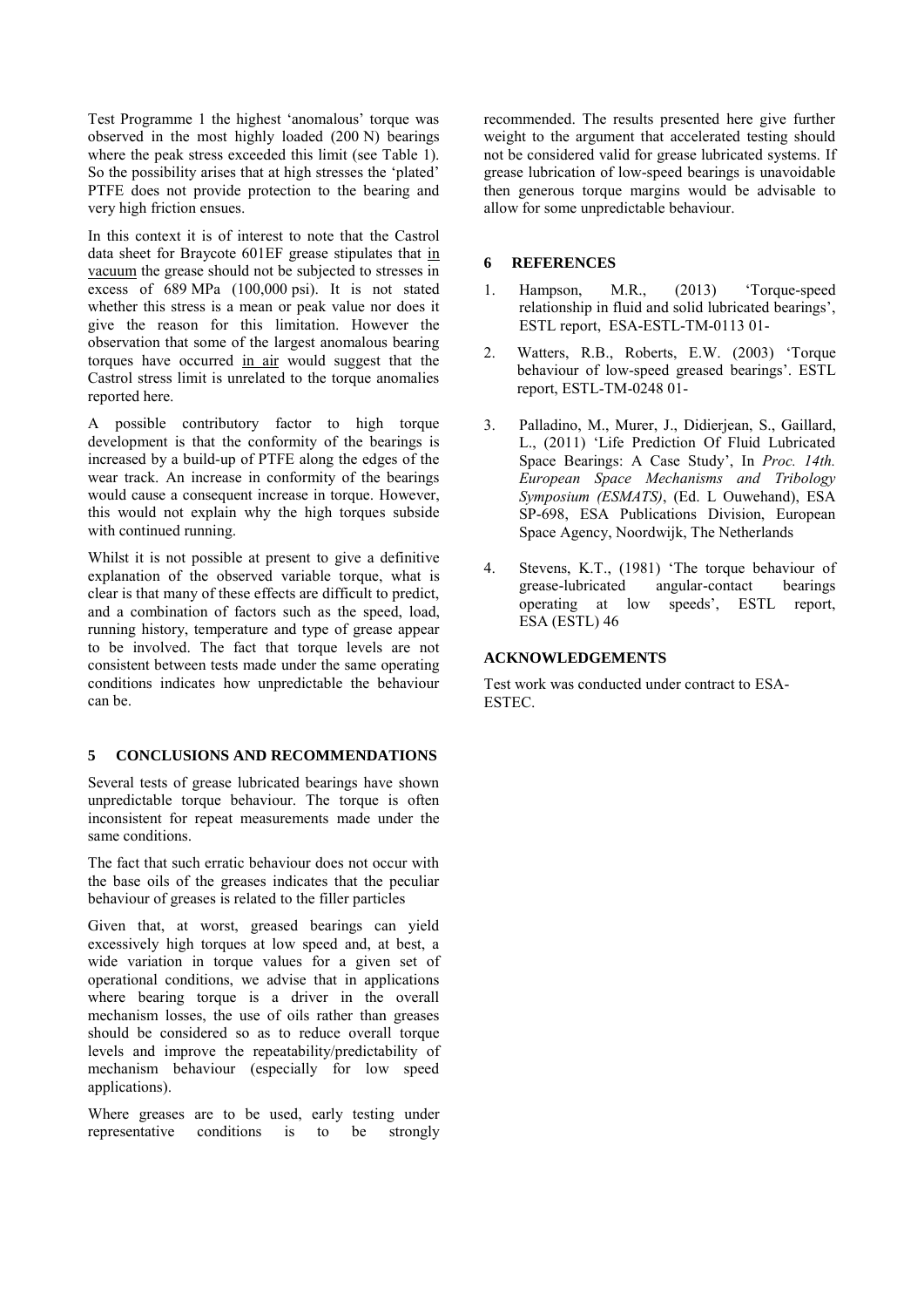Test Programme 1 the highest 'anomalous' torque was observed in the most highly loaded (200 N) bearings where the peak stress exceeded this limit (see Table 1). So the possibility arises that at high stresses the 'plated' PTFE does not provide protection to the bearing and very high friction ensues.

In this context it is of interest to note that the Castrol data sheet for Braycote 601EF grease stipulates that in vacuum the grease should not be subjected to stresses in excess of 689 MPa (100,000 psi). It is not stated whether this stress is a mean or peak value nor does it give the reason for this limitation. However the observation that some of the largest anomalous bearing torques have occurred in air would suggest that the Castrol stress limit is unrelated to the torque anomalies reported here.

A possible contributory factor to high torque development is that the conformity of the bearings is increased by a build-up of PTFE along the edges of the wear track. An increase in conformity of the bearings would cause a consequent increase in torque. However, this would not explain why the high torques subside with continued running.

Whilst it is not possible at present to give a definitive explanation of the observed variable torque, what is clear is that many of these effects are difficult to predict, and a combination of factors such as the speed, load, running history, temperature and type of grease appear to be involved. The fact that torque levels are not consistent between tests made under the same operating conditions indicates how unpredictable the behaviour can be.

## 5 CONCLUSIONS AND RECOMMENDATIONS

Several tests of grease lubricated bearings have shown unpredictable torque behaviour. The torque is often inconsistent for repeat measurements made under the same conditions.

The fact that such erratic behaviour does not occur with the base oils of the greases indicates that the peculiar behaviour of greases is related to the filler particles

Given that, at worst, greased bearings can yield excessively high torques at low speed and, at best, a wide variation in torque values for a given set of operational conditions, we advise that in applications where bearing torque is a driver in the overall mechanism losses, the use of oils rather than greases should be considered so as to reduce overall torque levels and improve the repeatability/predictability of mechanism behaviour (especially for low speed applications).

Where greases are to be used, early testing under representative conditions is to be strongly recommended. The results presented here give further weight to the argument that accelerated testing should not be considered valid for grease lubricated systems. If grease lubrication of low-speed bearings is unavoidable then generous torque margins would be advisable to allow for some unpredictable behaviour.

## 6 REFERENCES

1. Hampson, M.R., (2013) 'Torque-speed relationship in fluid and solid lubricated bearings', ESTL report, ESA-ESTL-TM-0113 01-
2. Watters, R.B., Roberts, E.W. (2003) 'Torque behaviour of low-speed greased bearings'. ESTL report, ESTL-TM-0248 01-
3. Palladino, M., Murer, J., Didierjean, S., Gaillard, L., (2011) 'Life Prediction Of Fluid Lubricated Space Bearings: A Case Study', In *Proc. 14th. European Space Mechanisms and Tribology Symposium (ESMATS)*, (Ed. L Ouwehand), ESA SP-698, ESA Publications Division, European Space Agency, Noordwijk, The Netherlands
4. Stevens, K.T., (1981) 'The torque behaviour of grease-lubricated angular-contact bearings operating at low speeds', ESTL report, ESA (ESTL) 46

## ACKNOWLEDGEMENTS

Test work was conducted under contract to ESA-ESTEC.